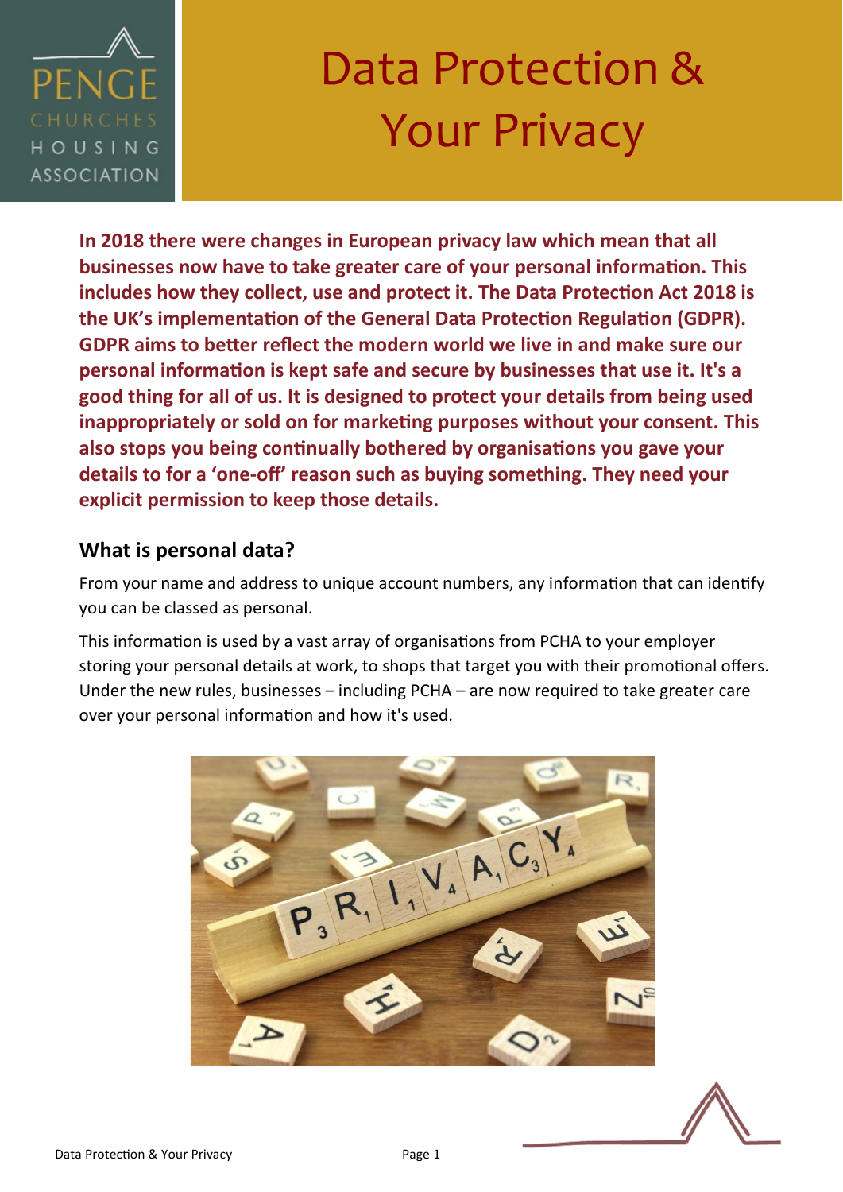PENGE CHURCHES HOUSING ASSOCIATION

# Data Protection & Your Privacy

**In 2018 there were changes in European privacy law which mean that all businesses now have to take greater care of your personal information. This includes how they collect, use and protect it. The Data Protection Act 2018 is the UK's implementation of the General Data Protection Regulation (GDPR). GDPR aims to better reflect the modern world we live in and make sure our personal information is kept safe and secure by businesses that use it. It's a good thing for all of us. It is designed to protect your details from being used inappropriately or sold on for marketing purposes without your consent. This also stops you being continually bothered by organisations you gave your details to for a 'one-off' reason such as buying something. They need your explicit permission to keep those details.**

## What is personal data?

From your name and address to unique account numbers, any information that can identify you can be classed as personal.

This information is used by a vast array of organisations from PCHA to your employer storing your personal details at work, to shops that target you with their promotional offers. Under the new rules, businesses – including PCHA – are now required to take greater care over your personal information and how it's used.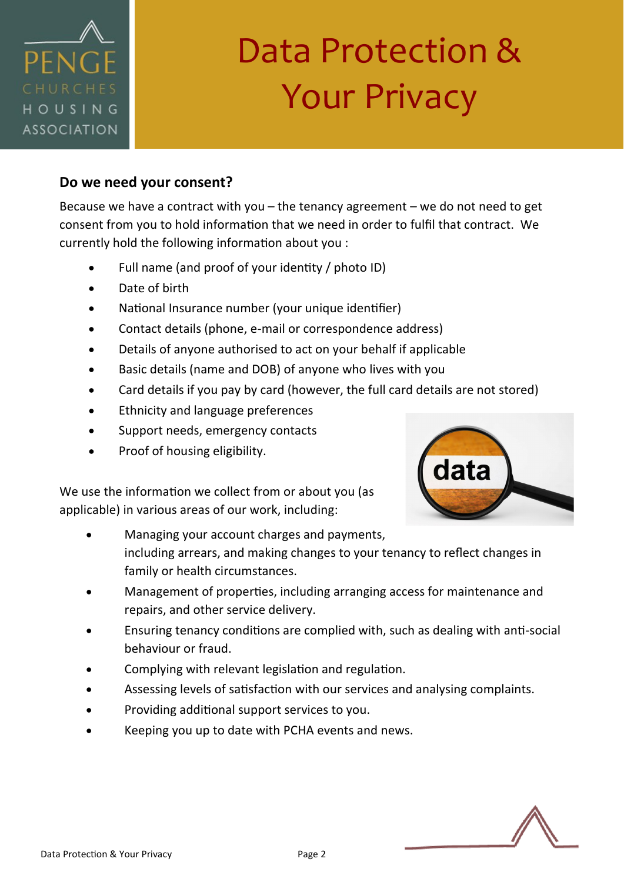# Data Protection & Your Privacy

## Do we need your consent?

Because we have a contract with you – the tenancy agreement – we do not need to get consent from you to hold information that we need in order to fulfil that contract. We currently hold the following information about you :

- Full name (and proof of your identity / photo ID)
- Date of birth
- National Insurance number (your unique identifier)
- Contact details (phone, e-mail or correspondence address)
- Details of anyone authorised to act on your behalf if applicable
- Basic details (name and DOB) of anyone who lives with you
- Card details if you pay by card (however, the full card details are not stored)
- Ethnicity and language preferences
- Support needs, emergency contacts
- Proof of housing eligibility.

We use the information we collect from or about you (as applicable) in various areas of our work, including:

- Managing your account charges and payments, including arrears, and making changes to your tenancy to reflect changes in family or health circumstances.
- Management of properties, including arranging access for maintenance and repairs, and other service delivery.
- Ensuring tenancy conditions are complied with, such as dealing with anti-social behaviour or fraud.
- Complying with relevant legislation and regulation.
- Assessing levels of satisfaction with our services and analysing complaints.
- Providing additional support services to you.
- Keeping you up to date with PCHA events and news.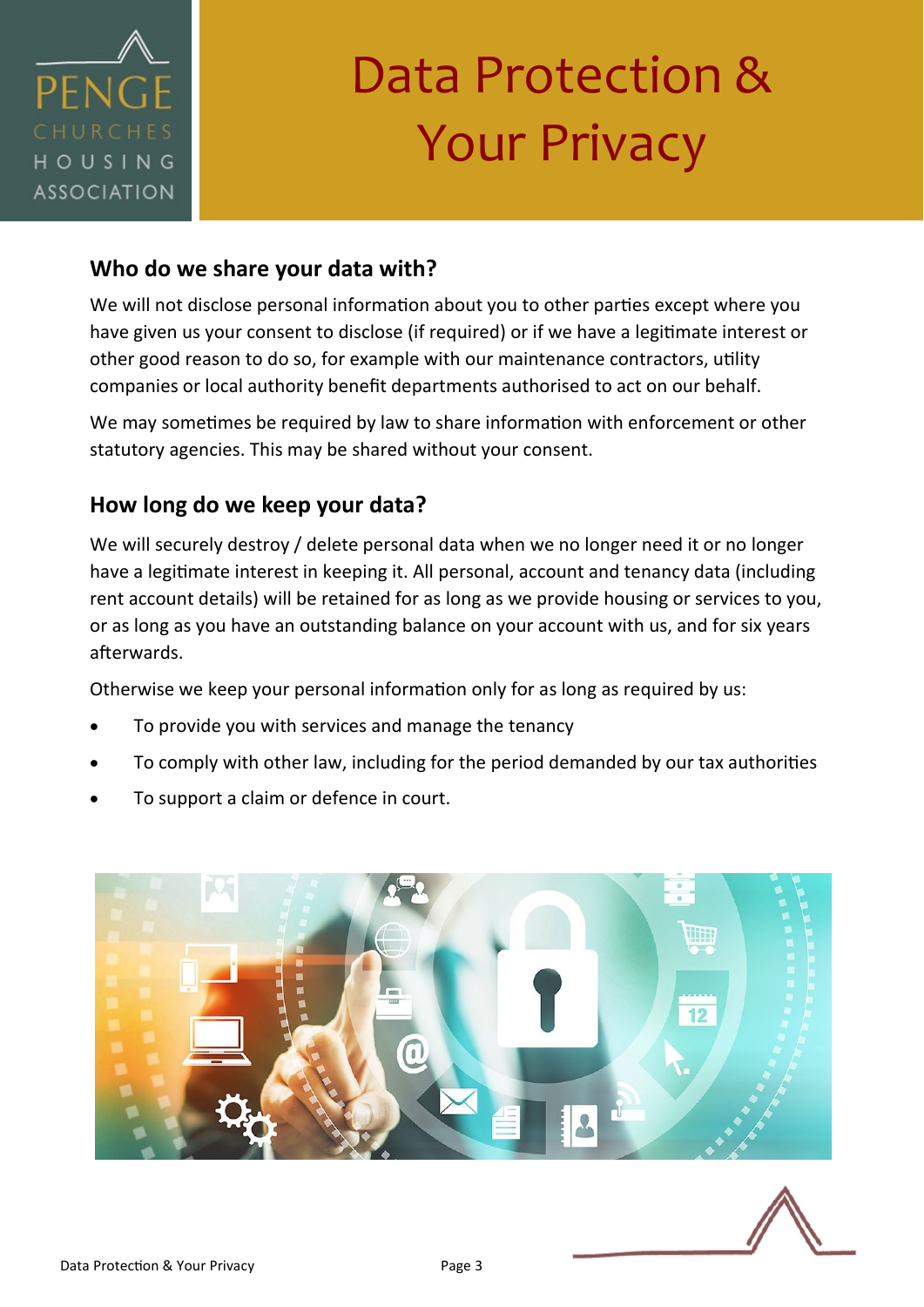## Who do we share your data with?

We will not disclose personal information about you to other parties except where you have given us your consent to disclose (if required) or if we have a legitimate interest or other good reason to do so, for example with our maintenance contractors, utility companies or local authority benefit departments authorised to act on our behalf.

We may sometimes be required by law to share information with enforcement or other statutory agencies. This may be shared without your consent.

## How long do we keep your data?

We will securely destroy / delete personal data when we no longer need it or no longer have a legitimate interest in keeping it. All personal, account and tenancy data (including rent account details) will be retained for as long as we provide housing or services to you, or as long as you have an outstanding balance on your account with us, and for six years afterwards.

Otherwise we keep your personal information only for as long as required by us:

- To provide you with services and manage the tenancy
- To comply with other law, including for the period demanded by our tax authorities
- To support a claim or defence in court.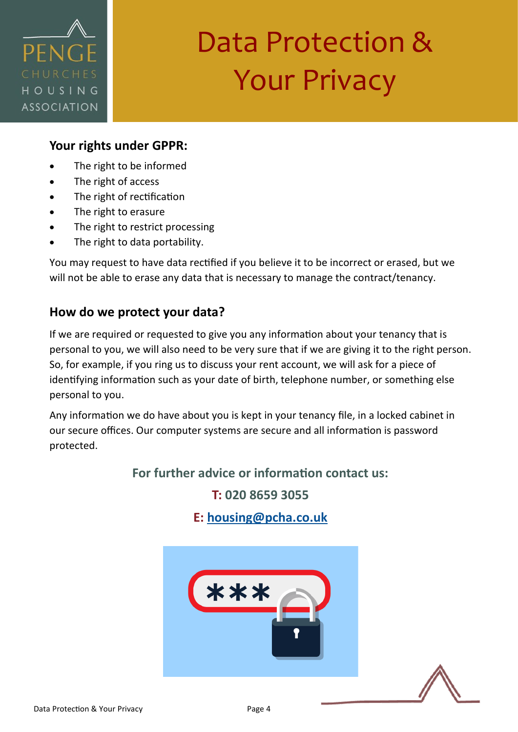# Data Protection & Your Privacy

## Your rights under GPPR:

- The right to be informed
- The right of access
- The right of rectification
- The right to erasure
- The right to restrict processing
- The right to data portability.

You may request to have data rectified if you believe it to be incorrect or erased, but we will not be able to erase any data that is necessary to manage the contract/tenancy.

## How do we protect your data?

If we are required or requested to give you any information about your tenancy that is personal to you, we will also need to be very sure that if we are giving it to the right person. So, for example, if you ring us to discuss your rent account, we will ask for a piece of identifying information such as your date of birth, telephone number, or something else personal to you.

Any information we do have about you is kept in your tenancy file, in a locked cabinet in our secure offices. Our computer systems are secure and all information is password protected.

**For further advice or information contact us:**

**T: 020 8659 3055**

**E: housing@pcha.co.uk**